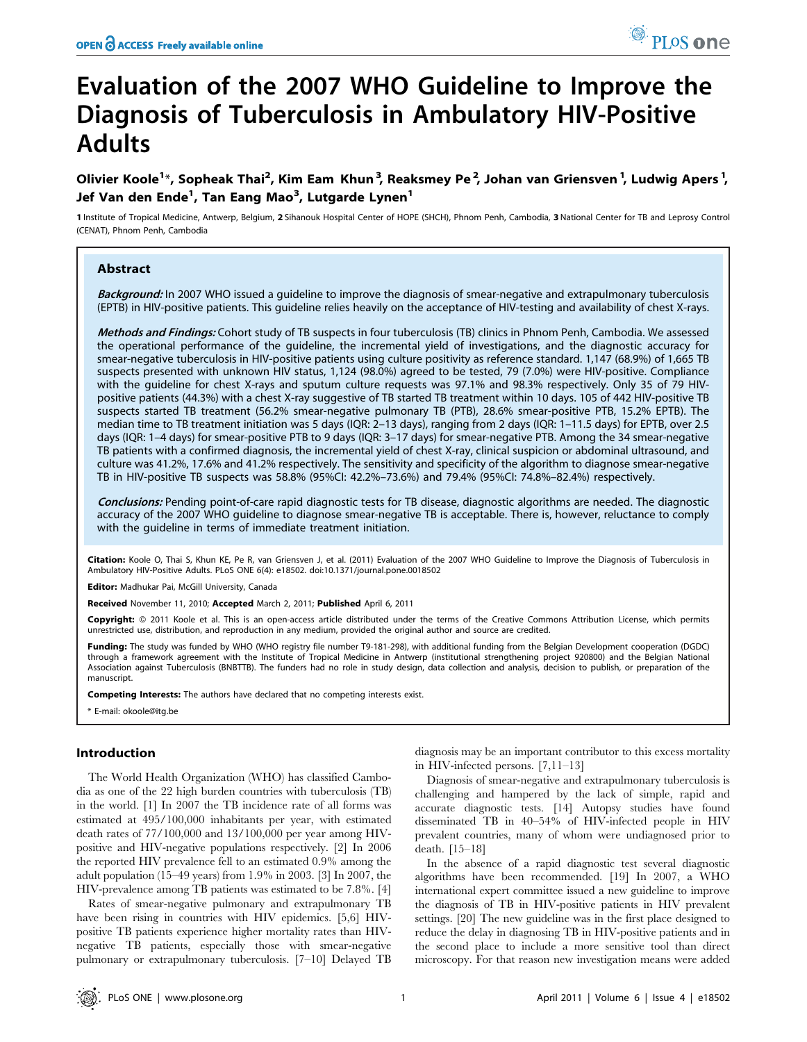# Evaluation of the 2007 WHO Guideline to Improve the Diagnosis of Tuberculosis in Ambulatory HIV-Positive Adults

**Olivier Koole[1]\*, Sopheak Thai[2], Kim Eam Khun[3], Reaksmey Pe[2], Johan van Griensven[1], Ludwig Apers[1], Jef Van den Ende[1], Tan Eang Mao[3], Lutgarde Lynen[1]**

1 Institute of Tropical Medicine, Antwerp, Belgium, 2 Sihanouk Hospital Center of HOPE (SHCH), Phnom Penh, Cambodia, 3 National Center for TB and Leprosy Control (CENAT), Phnom Penh, Cambodia

## Abstract

***Background:*** In 2007 WHO issued a guideline to improve the diagnosis of smear-negative and extrapulmonary tuberculosis (EPTB) in HIV-positive patients. This guideline relies heavily on the acceptance of HIV-testing and availability of chest X-rays.

***Methods and Findings:*** Cohort study of TB suspects in four tuberculosis (TB) clinics in Phnom Penh, Cambodia. We assessed the operational performance of the guideline, the incremental yield of investigations, and the diagnostic accuracy for smear-negative tuberculosis in HIV-positive patients using culture positivity as reference standard. 1,147 (68.9%) of 1,665 TB suspects presented with unknown HIV status, 1,124 (98.0%) agreed to be tested, 79 (7.0%) were HIV-positive. Compliance with the guideline for chest X-rays and sputum culture requests was 97.1% and 98.3% respectively. Only 35 of 79 HIV-positive patients (44.3%) with a chest X-ray suggestive of TB started TB treatment within 10 days. 105 of 442 HIV-positive TB suspects started TB treatment (56.2% smear-negative pulmonary TB (PTB), 28.6% smear-positive PTB, 15.2% EPTB). The median time to TB treatment initiation was 5 days (IQR: 2–13 days), ranging from 2 days (IQR: 1–11.5 days) for EPTB, over 2.5 days (IQR: 1–4 days) for smear-positive PTB to 9 days (IQR: 3–17 days) for smear-negative PTB. Among the 34 smear-negative TB patients with a confirmed diagnosis, the incremental yield of chest X-ray, clinical suspicion or abdominal ultrasound, and culture was 41.2%, 17.6% and 41.2% respectively. The sensitivity and specificity of the algorithm to diagnose smear-negative TB in HIV-positive TB suspects was 58.8% (95%CI: 42.2%–73.6%) and 79.4% (95%CI: 74.8%–82.4%) respectively.

***Conclusions:*** Pending point-of-care rapid diagnostic tests for TB disease, diagnostic algorithms are needed. The diagnostic accuracy of the 2007 WHO guideline to diagnose smear-negative TB is acceptable. There is, however, reluctance to comply with the guideline in terms of immediate treatment initiation.

**Citation:** Koole O, Thai S, Khun KE, Pe R, van Griensven J, et al. (2011) Evaluation of the 2007 WHO Guideline to Improve the Diagnosis of Tuberculosis in Ambulatory HIV-Positive Adults. PLoS ONE 6(4): e18502. doi:10.1371/journal.pone.0018502

**Editor:** Madhukar Pai, McGill University, Canada

**Received** November 11, 2010; **Accepted** March 2, 2011; **Published** April 6, 2011

**Copyright:** © 2011 Koole et al. This is an open-access article distributed under the terms of the Creative Commons Attribution License, which permits unrestricted use, distribution, and reproduction in any medium, provided the original author and source are credited.

**Funding:** The study was funded by WHO (WHO registry file number T9-181-298), with additional funding from the Belgian Development cooperation (DGDC) through a framework agreement with the Institute of Tropical Medicine in Antwerp (institutional strengthening project 920800) and the Belgian National Association against Tuberculosis (BNBTTB). The funders had no role in study design, data collection and analysis, decision to publish, or preparation of the manuscript.

**Competing Interests:** The authors have declared that no competing interests exist.

\* E-mail: okoole@itg.be

## Introduction

The World Health Organization (WHO) has classified Cambodia as one of the 22 high burden countries with tuberculosis (TB) in the world. [1] In 2007 the TB incidence rate of all forms was estimated at 495/100,000 inhabitants per year, with estimated death rates of 77/100,000 and 13/100,000 per year among HIV-positive and HIV-negative populations respectively. [2] In 2006 the reported HIV prevalence fell to an estimated 0.9% among the adult population (15–49 years) from 1.9% in 2003. [3] In 2007, the HIV-prevalence among TB patients was estimated to be 7.8%. [4]

Rates of smear-negative pulmonary and extrapulmonary TB have been rising in countries with HIV epidemics. [5,6] HIV-positive TB patients experience higher mortality rates than HIV-negative TB patients, especially those with smear-negative pulmonary or extrapulmonary tuberculosis. [7–10] Delayed TB diagnosis may be an important contributor to this excess mortality in HIV-infected persons. [7,11–13]

Diagnosis of smear-negative and extrapulmonary tuberculosis is challenging and hampered by the lack of simple, rapid and accurate diagnostic tests. [14] Autopsy studies have found disseminated TB in 40–54% of HIV-infected people in HIV prevalent countries, many of whom were undiagnosed prior to death. [15–18]

In the absence of a rapid diagnostic test several diagnostic algorithms have been recommended. [19] In 2007, a WHO international expert committee issued a new guideline to improve the diagnosis of TB in HIV-positive patients in HIV prevalent settings. [20] The new guideline was in the first place designed to reduce the delay in diagnosing TB in HIV-positive patients and in the second place to include a more sensitive tool than direct microscopy. For that reason new investigation means were added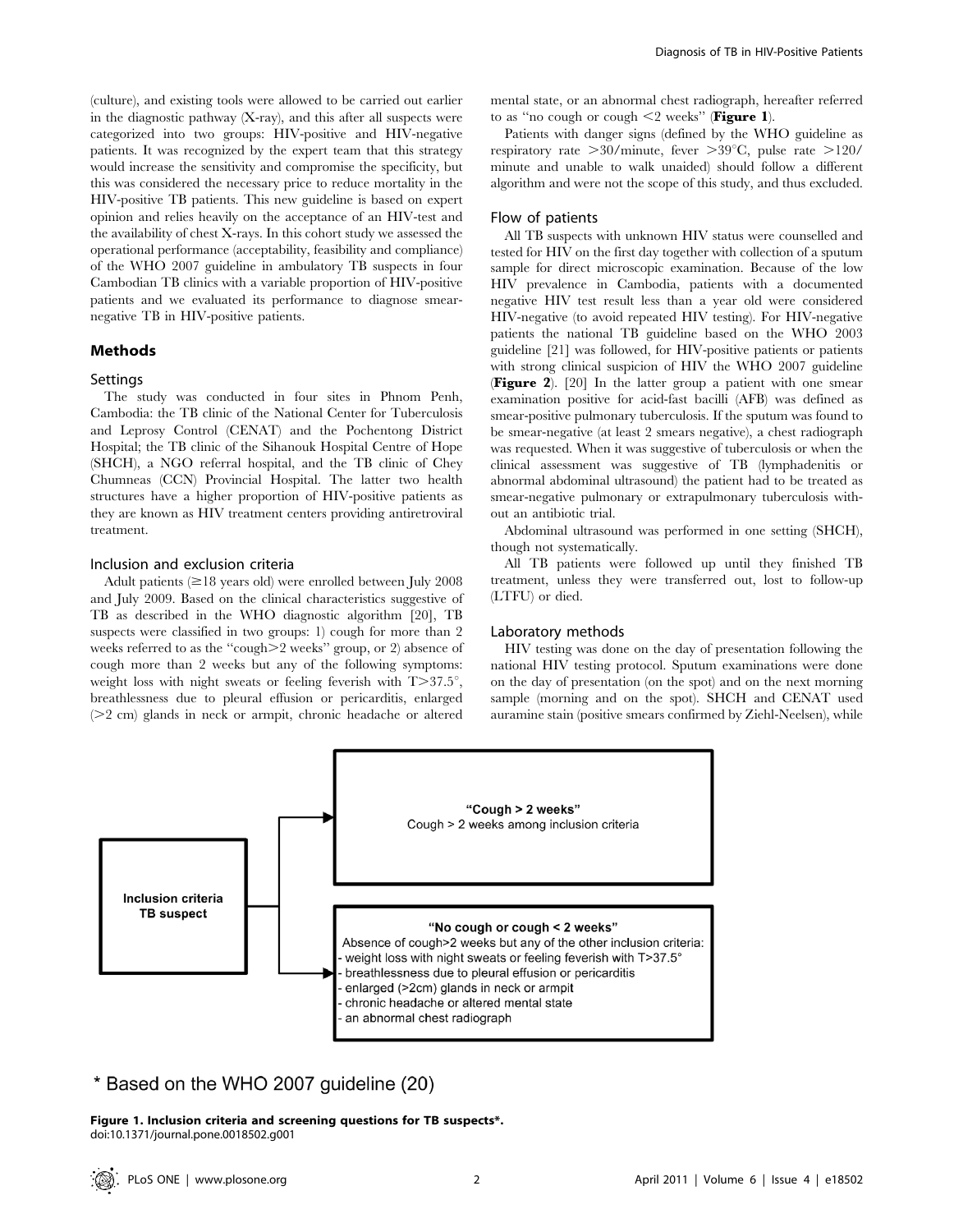(culture), and existing tools were allowed to be carried out earlier in the diagnostic pathway (X-ray), and this after all suspects were categorized into two groups: HIV-positive and HIV-negative patients. It was recognized by the expert team that this strategy would increase the sensitivity and compromise the specificity, but this was considered the necessary price to reduce mortality in the HIV-positive TB patients. This new guideline is based on expert opinion and relies heavily on the acceptance of an HIV-test and the availability of chest X-rays. In this cohort study we assessed the operational performance (acceptability, feasibility and compliance) of the WHO 2007 guideline in ambulatory TB suspects in four Cambodian TB clinics with a variable proportion of HIV-positive patients and we evaluated its performance to diagnose smear-negative TB in HIV-positive patients.

## Methods

### Settings

The study was conducted in four sites in Phnom Penh, Cambodia: the TB clinic of the National Center for Tuberculosis and Leprosy Control (CENAT) and the Pochentong District Hospital; the TB clinic of the Sihanouk Hospital Centre of Hope (SHCH), a NGO referral hospital, and the TB clinic of Chey Chumneas (CCN) Provincial Hospital. The latter two health structures have a higher proportion of HIV-positive patients as they are known as HIV treatment centers providing antiretroviral treatment.

### Inclusion and exclusion criteria

Adult patients (≥18 years old) were enrolled between July 2008 and July 2009. Based on the clinical characteristics suggestive of TB as described in the WHO diagnostic algorithm [20], TB suspects were classified in two groups: 1) cough for more than 2 weeks referred to as the "cough>2 weeks" group, or 2) absence of cough more than 2 weeks but any of the following symptoms: weight loss with night sweats or feeling feverish with T>37.5°, breathlessness due to pleural effusion or pericarditis, enlarged (>2 cm) glands in neck or armpit, chronic headache or altered mental state, or an abnormal chest radiograph, hereafter referred to as "no cough or cough <2 weeks" (**Figure 1**).

Patients with danger signs (defined by the WHO guideline as respiratory rate >30/minute, fever >39°C, pulse rate >120/minute and unable to walk unaided) should follow a different algorithm and were not the scope of this study, and thus excluded.

### Flow of patients

All TB suspects with unknown HIV status were counselled and tested for HIV on the first day together with collection of a sputum sample for direct microscopic examination. Because of the low HIV prevalence in Cambodia, patients with a documented negative HIV test result less than a year old were considered HIV-negative (to avoid repeated HIV testing). For HIV-negative patients the national TB guideline based on the WHO 2003 guideline [21] was followed, for HIV-positive patients or patients with strong clinical suspicion of HIV the WHO 2007 guideline (**Figure 2**). [20] In the latter group a patient with one smear examination positive for acid-fast bacilli (AFB) was defined as smear-positive pulmonary tuberculosis. If the sputum was found to be smear-negative (at least 2 smears negative), a chest radiograph was requested. When it was suggestive of tuberculosis or when the clinical assessment was suggestive of TB (lymphadenitis or abnormal abdominal ultrasound) the patient had to be treated as smear-negative pulmonary or extrapulmonary tuberculosis without an antibiotic trial.

Abdominal ultrasound was performed in one setting (SHCH), though not systematically.

All TB patients were followed up until they finished TB treatment, unless they were transferred out, lost to follow-up (LTFU) or died.

### Laboratory methods

HIV testing was done on the day of presentation following the national HIV testing protocol. Sputum examinations were done on the day of presentation (on the spot) and on the next morning sample (morning and on the spot). SHCH and CENAT used auramine stain (positive smears confirmed by Ziehl-Neelsen), while

**Inclusion criteria TB suspect**

- **"Cough > 2 weeks"**
  Cough > 2 weeks among inclusion criteria
- **"No cough or cough < 2 weeks"**
  Absence of cough>2 weeks but any of the other inclusion criteria:
  - weight loss with night sweats or feeling feverish with T>37.5°
  - breathlessness due to pleural effusion or pericarditis
  - enlarged (>2cm) glands in neck or armpit
  - chronic headache or altered mental state
  - an abnormal chest radiograph

\* Based on the WHO 2007 guideline (20)

**Figure 1. Inclusion criteria and screening questions for TB suspects\*.**
doi:10.1371/journal.pone.0018502.g001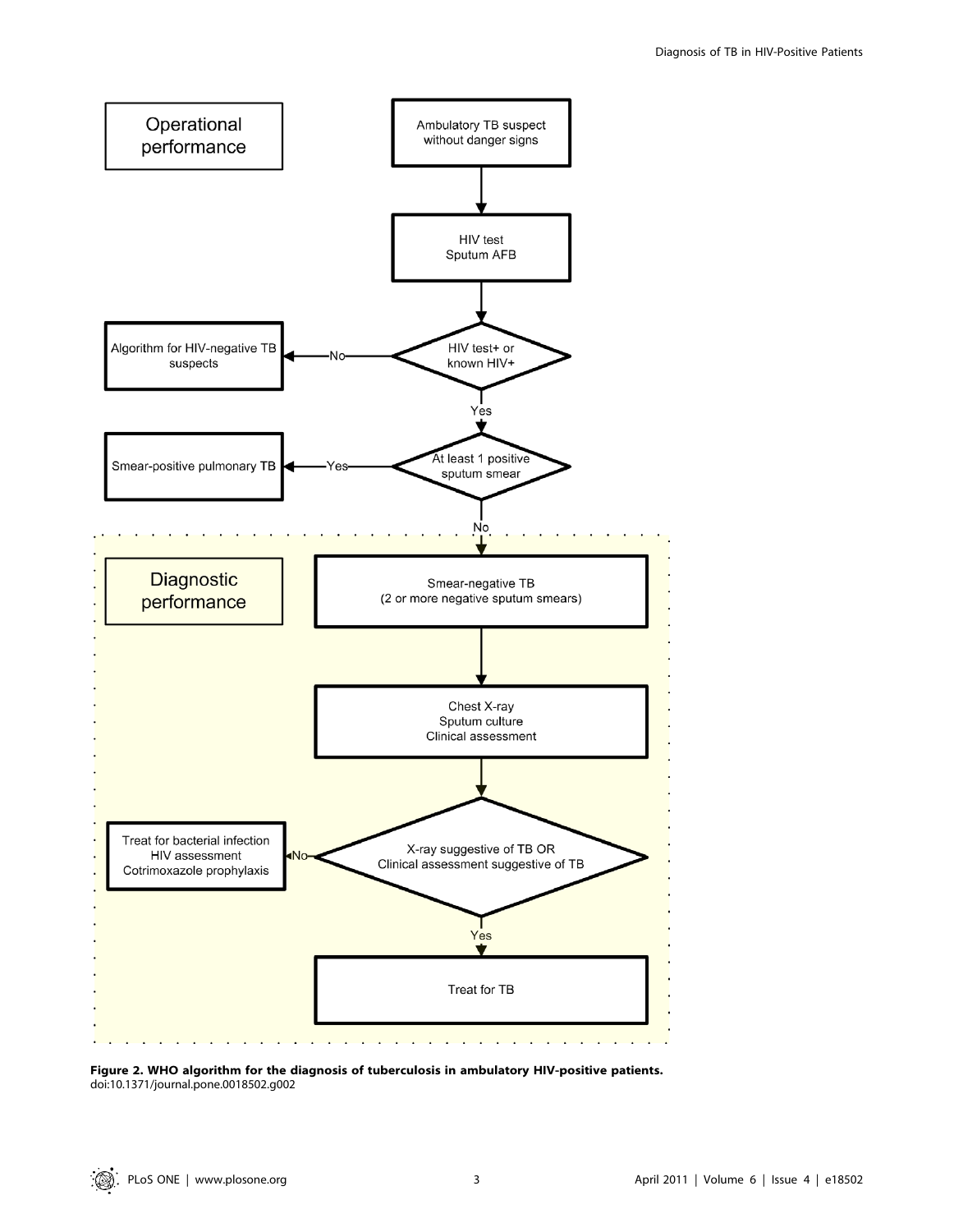Operational performance

Ambulatory TB suspect without danger signs

↓

HIV test
Sputum AFB

↓

HIV test+ or known HIV+ — No → Algorithm for HIV-negative TB suspects

↓ Yes

At least 1 positive sputum smear — Yes → Smear-positive pulmonary TB

↓ No

Diagnostic performance

Smear-negative TB
(2 or more negative sputum smears)

↓

Chest X-ray
Sputum culture
Clinical assessment

↓

X-ray suggestive of TB OR Clinical assessment suggestive of TB — No → Treat for bacterial infection, HIV assessment, Cotrimoxazole prophylaxis

↓ Yes

Treat for TB

**Figure 2. WHO algorithm for the diagnosis of tuberculosis in ambulatory HIV-positive patients.**
doi:10.1371/journal.pone.0018502.g002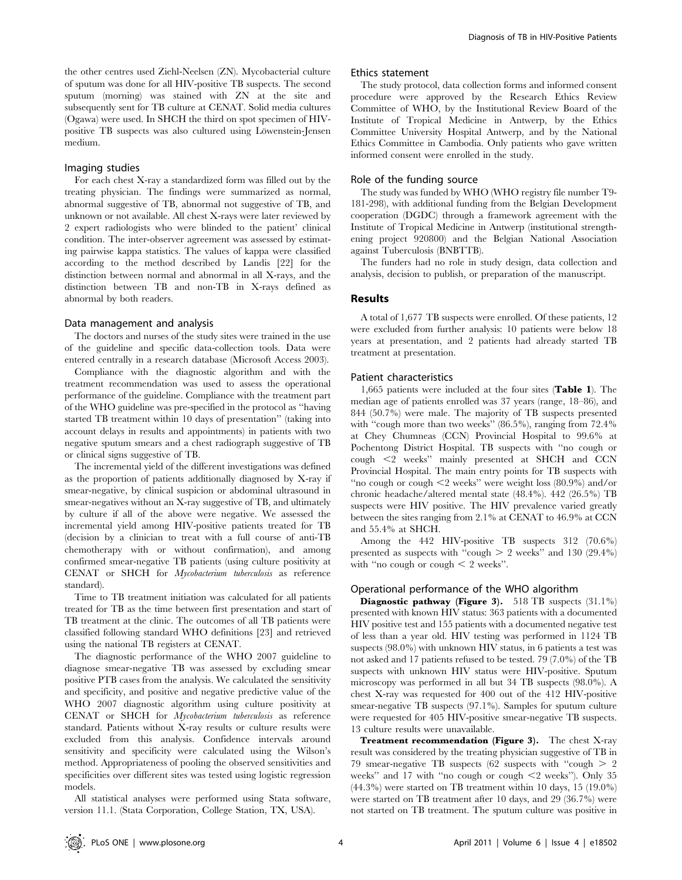the other centres used Ziehl-Neelsen (ZN). Mycobacterial culture of sputum was done for all HIV-positive TB suspects. The second sputum (morning) was stained with ZN at the site and subsequently sent for TB culture at CENAT. Solid media cultures (Ogawa) were used. In SHCH the third on spot specimen of HIV-positive TB suspects was also cultured using Löwenstein-Jensen medium.

### Imaging studies

For each chest X-ray a standardized form was filled out by the treating physician. The findings were summarized as normal, abnormal suggestive of TB, abnormal not suggestive of TB, and unknown or not available. All chest X-rays were later reviewed by 2 expert radiologists who were blinded to the patient' clinical condition. The inter-observer agreement was assessed by estimating pairwise kappa statistics. The values of kappa were classified according to the method described by Landis [22] for the distinction between normal and abnormal in all X-rays, and the distinction between TB and non-TB in X-rays defined as abnormal by both readers.

### Data management and analysis

The doctors and nurses of the study sites were trained in the use of the guideline and specific data-collection tools. Data were entered centrally in a research database (Microsoft Access 2003).

Compliance with the diagnostic algorithm and with the treatment recommendation was used to assess the operational performance of the guideline. Compliance with the treatment part of the WHO guideline was pre-specified in the protocol as "having started TB treatment within 10 days of presentation" (taking into account delays in results and appointments) in patients with two negative sputum smears and a chest radiograph suggestive of TB or clinical signs suggestive of TB.

The incremental yield of the different investigations was defined as the proportion of patients additionally diagnosed by X-ray if smear-negative, by clinical suspicion or abdominal ultrasound in smear-negatives without an X-ray suggestive of TB, and ultimately by culture if all of the above were negative. We assessed the incremental yield among HIV-positive patients treated for TB (decision by a clinician to treat with a full course of anti-TB chemotherapy with or without confirmation), and among confirmed smear-negative TB patients (using culture positivity at CENAT or SHCH for *Mycobacterium tuberculosis* as reference standard).

Time to TB treatment initiation was calculated for all patients treated for TB as the time between first presentation and start of TB treatment at the clinic. The outcomes of all TB patients were classified following standard WHO definitions [23] and retrieved using the national TB registers at CENAT.

The diagnostic performance of the WHO 2007 guideline to diagnose smear-negative TB was assessed by excluding smear positive PTB cases from the analysis. We calculated the sensitivity and specificity, and positive and negative predictive value of the WHO 2007 diagnostic algorithm using culture positivity at CENAT or SHCH for *Mycobacterium tuberculosis* as reference standard. Patients without X-ray results or culture results were excluded from this analysis. Confidence intervals around sensitivity and specificity were calculated using the Wilson's method. Appropriateness of pooling the observed sensitivities and specificities over different sites was tested using logistic regression models.

All statistical analyses were performed using Stata software, version 11.1. (Stata Corporation, College Station, TX, USA).

### Ethics statement

The study protocol, data collection forms and informed consent procedure were approved by the Research Ethics Review Committee of WHO, by the Institutional Review Board of the Institute of Tropical Medicine in Antwerp, by the Ethics Committee University Hospital Antwerp, and by the National Ethics Committee in Cambodia. Only patients who gave written informed consent were enrolled in the study.

### Role of the funding source

The study was funded by WHO (WHO registry file number T9-181-298), with additional funding from the Belgian Development cooperation (DGDC) through a framework agreement with the Institute of Tropical Medicine in Antwerp (institutional strengthening project 920800) and the Belgian National Association against Tuberculosis (BNBTTB).

The funders had no role in study design, data collection and analysis, decision to publish, or preparation of the manuscript.

## Results

A total of 1,677 TB suspects were enrolled. Of these patients, 12 were excluded from further analysis: 10 patients were below 18 years at presentation, and 2 patients had already started TB treatment at presentation.

### Patient characteristics

1,665 patients were included at the four sites (**Table 1**). The median age of patients enrolled was 37 years (range, 18–86), and 844 (50.7%) were male. The majority of TB suspects presented with "cough more than two weeks" (86.5%), ranging from 72.4% at Chey Chumneas (CCN) Provincial Hospital to 99.6% at Pochentong District Hospital. TB suspects with "no cough or cough <2 weeks" mainly presented at SHCH and CCN Provincial Hospital. The main entry points for TB suspects with "no cough or cough <2 weeks" were weight loss (80.9%) and/or chronic headache/altered mental state (48.4%). 442 (26.5%) TB suspects were HIV positive. The HIV prevalence varied greatly between the sites ranging from 2.1% at CENAT to 46.9% at CCN and 55.4% at SHCH.

Among the 442 HIV-positive TB suspects 312 (70.6%) presented as suspects with "cough > 2 weeks" and 130 (29.4%) with "no cough or cough < 2 weeks".

### Operational performance of the WHO algorithm

**Diagnostic pathway (Figure 3).** 518 TB suspects (31.1%) presented with known HIV status: 363 patients with a documented HIV positive test and 155 patients with a documented negative test of less than a year old. HIV testing was performed in 1124 TB suspects (98.0%) with unknown HIV status, in 6 patients a test was not asked and 17 patients refused to be tested. 79 (7.0%) of the TB suspects with unknown HIV status were HIV-positive. Sputum microscopy was performed in all but 34 TB suspects (98.0%). A chest X-ray was requested for 400 out of the 412 HIV-positive smear-negative TB suspects (97.1%). Samples for sputum culture were requested for 405 HIV-positive smear-negative TB suspects. 13 culture results were unavailable.

**Treatment recommendation (Figure 3).** The chest X-ray result was considered by the treating physician suggestive of TB in 79 smear-negative TB suspects (62 suspects with "cough > 2 weeks" and 17 with "no cough or cough <2 weeks"). Only 35 (44.3%) were started on TB treatment within 10 days, 15 (19.0%) were started on TB treatment after 10 days, and 29 (36.7%) were not started on TB treatment. The sputum culture was positive in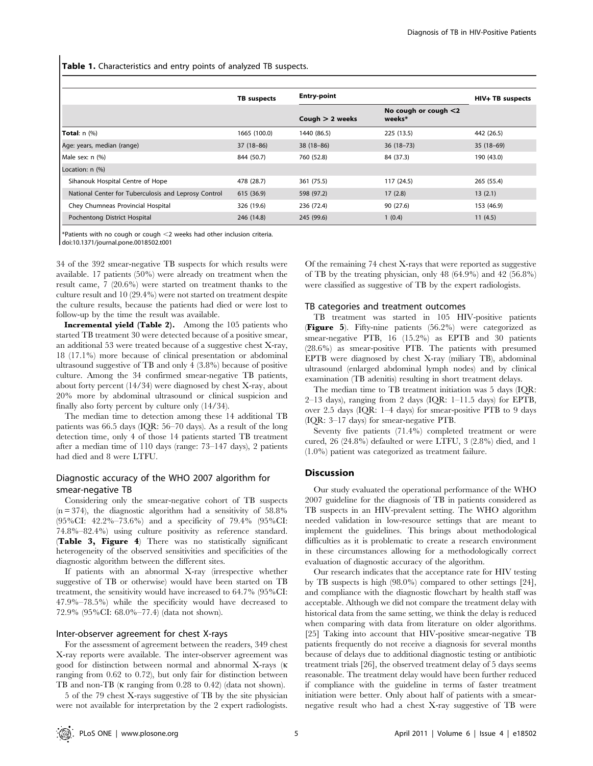**Table 1.** Characteristics and entry points of analyzed TB suspects.

| | TB suspects | Entry-point | | HIV+ TB suspects |
|---|---|---|---|---|
| | | Cough > 2 weeks | No cough or cough <2 weeks* | |
| **Total**: n (%) | 1665 (100.0) | 1440 (86.5) | 225 (13.5) | 442 (26.5) |
| Age: years, median (range) | 37 (18–86) | 38 (18–86) | 36 (18–73) | 35 (18–69) |
| Male sex: n (%) | 844 (50.7) | 760 (52.8) | 84 (37.3) | 190 (43.0) |
| Location: n (%) | | | | |
| Sihanouk Hospital Centre of Hope | 478 (28.7) | 361 (75.5) | 117 (24.5) | 265 (55.4) |
| National Center for Tuberculosis and Leprosy Control | 615 (36.9) | 598 (97.2) | 17 (2.8) | 13 (2.1) |
| Chey Chumneas Provincial Hospital | 326 (19.6) | 236 (72.4) | 90 (27.6) | 153 (46.9) |
| Pochentong District Hospital | 246 (14.8) | 245 (99.6) | 1 (0.4) | 11 (4.5) |

*Patients with no cough or cough <2 weeks had other inclusion criteria.
doi:10.1371/journal.pone.0018502.t001

34 of the 392 smear-negative TB suspects for which results were available. 17 patients (50%) were already on treatment when the result came, 7 (20.6%) were started on treatment thanks to the culture result and 10 (29.4%) were not started on treatment despite the culture results, because the patients had died or were lost to follow-up by the time the result was available.

**Incremental yield (Table 2).** Among the 105 patients who started TB treatment 30 were detected because of a positive smear, an additional 53 were treated because of a suggestive chest X-ray, 18 (17.1%) more because of clinical presentation or abdominal ultrasound suggestive of TB and only 4 (3.8%) because of positive culture. Among the 34 confirmed smear-negative TB patients, about forty percent (14/34) were diagnosed by chest X-ray, about 20% more by abdominal ultrasound or clinical suspicion and finally also forty percent by culture only (14/34).

The median time to detection among these 14 additional TB patients was 66.5 days (IQR: 56–70 days). As a result of the long detection time, only 4 of those 14 patients started TB treatment after a median time of 110 days (range: 73–147 days), 2 patients had died and 8 were LTFU.

## Diagnostic accuracy of the WHO 2007 algorithm for smear-negative TB

Considering only the smear-negative cohort of TB suspects (n = 374), the diagnostic algorithm had a sensitivity of 58.8% (95%CI: 42.2%–73.6%) and a specificity of 79.4% (95%CI: 74.8%–82.4%) using culture positivity as reference standard. (**Table 3, Figure 4**) There was no statistically significant heterogeneity of the observed sensitivities and specificities of the diagnostic algorithm between the different sites.

If patients with an abnormal X-ray (irrespective whether suggestive of TB or otherwise) would have been started on TB treatment, the sensitivity would have increased to 64.7% (95%CI: 47.9%–78.5%) while the specificity would have decreased to 72.9% (95%CI: 68.0%–77.4) (data not shown).

## Inter-observer agreement for chest X-rays

For the assessment of agreement between the readers, 349 chest X-ray reports were available. The inter-observer agreement was good for distinction between normal and abnormal X-rays (κ ranging from 0.62 to 0.72), but only fair for distinction between TB and non-TB (κ ranging from 0.28 to 0.42) (data not shown).

5 of the 79 chest X-rays suggestive of TB by the site physician were not available for interpretation by the 2 expert radiologists. Of the remaining 74 chest X-rays that were reported as suggestive of TB by the treating physician, only 48 (64.9%) and 42 (56.8%) were classified as suggestive of TB by the expert radiologists.

## TB categories and treatment outcomes

TB treatment was started in 105 HIV-positive patients (**Figure 5**). Fifty-nine patients (56.2%) were categorized as smear-negative PTB, 16 (15.2%) as EPTB and 30 patients (28.6%) as smear-positive PTB. The patients with presumed EPTB were diagnosed by chest X-ray (miliary TB), abdominal ultrasound (enlarged abdominal lymph nodes) and by clinical examination (TB adenitis) resulting in short treatment delays.

The median time to TB treatment initiation was 5 days (IQR: 2–13 days), ranging from 2 days (IQR: 1–11.5 days) for EPTB, over 2.5 days (IQR: 1–4 days) for smear-positive PTB to 9 days (IQR: 3–17 days) for smear-negative PTB.

Seventy five patients (71.4%) completed treatment or were cured, 26 (24.8%) defaulted or were LTFU, 3 (2.8%) died, and 1 (1.0%) patient was categorized as treatment failure.

# Discussion

Our study evaluated the operational performance of the WHO 2007 guideline for the diagnosis of TB in patients considered as TB suspects in an HIV-prevalent setting. The WHO algorithm needed validation in low-resource settings that are meant to implement the guidelines. This brings about methodological difficulties as it is problematic to create a research environment in these circumstances allowing for a methodologically correct evaluation of diagnostic accuracy of the algorithm.

Our research indicates that the acceptance rate for HIV testing by TB suspects is high (98.0%) compared to other settings [24], and compliance with the diagnostic flowchart by health staff was acceptable. Although we did not compare the treatment delay with historical data from the same setting, we think the delay is reduced when comparing with data from literature on older algorithms. [25] Taking into account that HIV-positive smear-negative TB patients frequently do not receive a diagnosis for several months because of delays due to additional diagnostic testing or antibiotic treatment trials [26], the observed treatment delay of 5 days seems reasonable. The treatment delay would have been further reduced if compliance with the guideline in terms of faster treatment initiation were better. Only about half of patients with a smear-negative result who had a chest X-ray suggestive of TB were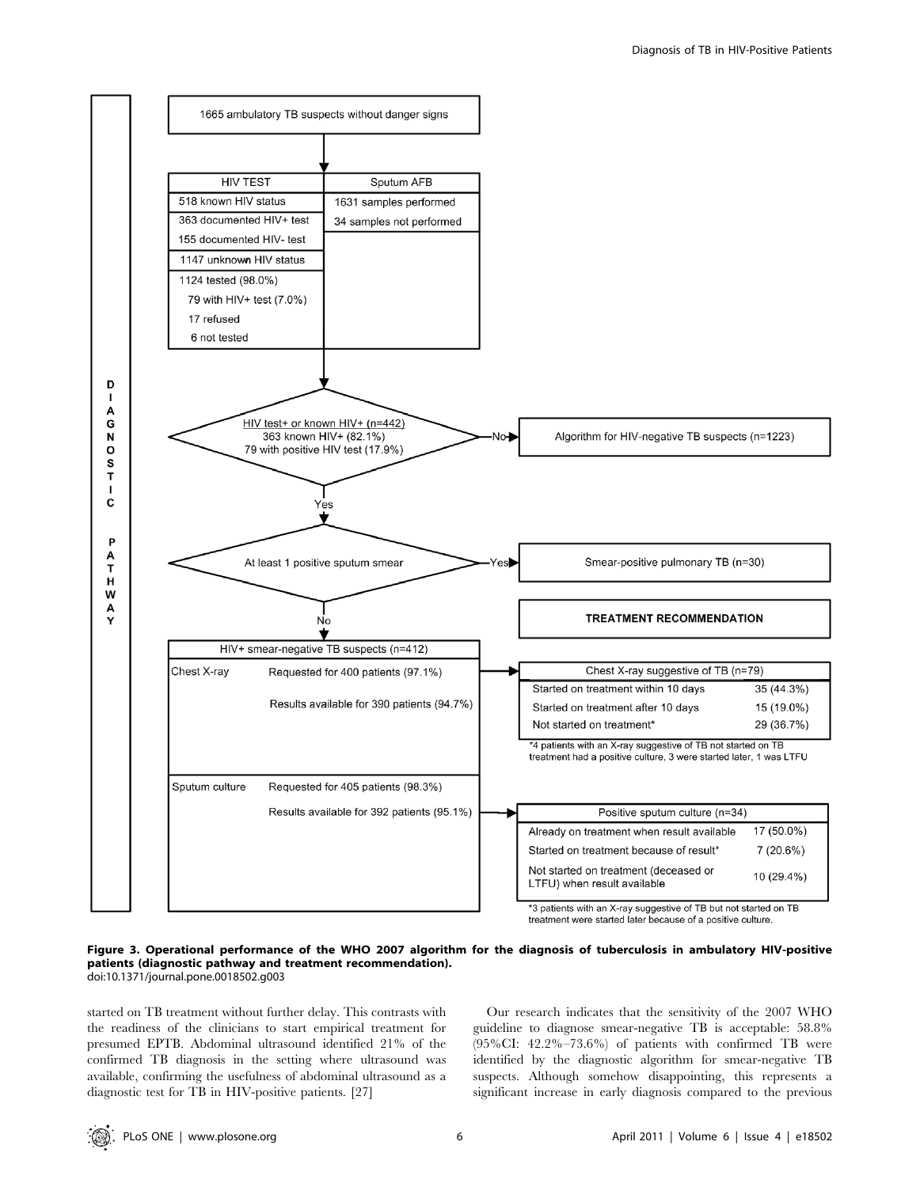1665 ambulatory TB suspects without danger signs

| HIV TEST | Sputum AFB |
| --- | --- |
| 518 known HIV status | 1631 samples performed |
| 363 documented HIV+ test | 34 samples not performed |
| 155 documented HIV- test | |
| 1147 unknown HIV status | |
| 1124 tested (98.0%) | |
| 79 with HIV+ test (7.0%) | |
| 17 refused | |
| 6 not tested | |

DIAGNOSTIC PATHWAY

HIV test+ or known HIV+ (n=442)
363 known HIV+ (82.1%)
79 with positive HIV test (17.9%)

No → Algorithm for HIV-negative TB suspects (n=1223)

Yes ↓

At least 1 positive sputum smear

Yes → Smear-positive pulmonary TB (n=30)

No ↓

**TREATMENT RECOMMENDATION**

HIV+ smear-negative TB suspects (n=412)

Chest X-ray: Requested for 400 patients (97.1%); Results available for 390 patients (94.7%)

| Chest X-ray suggestive of TB (n=79) | |
| --- | --- |
| Started on treatment within 10 days | 35 (44.3%) |
| Started on treatment after 10 days | 15 (19.0%) |
| Not started on treatment* | 29 (36.7%) |

*4 patients with an X-ray suggestive of TB not started on TB treatment had a positive culture, 3 were started later, 1 was LTFU

Sputum culture: Requested for 405 patients (98.3%); Results available for 392 patients (95.1%)

| Positive sputum culture (n=34) | |
| --- | --- |
| Already on treatment when result available | 17 (50.0%) |
| Started on treatment because of result* | 7 (20.6%) |
| Not started on treatment (deceased or LTFU) when result available | 10 (29.4%) |

*3 patients with an X-ray suggestive of TB but not started on TB treatment were started later because of a positive culture.

**Figure 3. Operational performance of the WHO 2007 algorithm for the diagnosis of tuberculosis in ambulatory HIV-positive patients (diagnostic pathway and treatment recommendation).**
doi:10.1371/journal.pone.0018502.g003

started on TB treatment without further delay. This contrasts with the readiness of the clinicians to start empirical treatment for presumed EPTB. Abdominal ultrasound identified 21% of the confirmed TB diagnosis in the setting where ultrasound was available, confirming the usefulness of abdominal ultrasound as a diagnostic test for TB in HIV-positive patients. [27]

Our research indicates that the sensitivity of the 2007 WHO guideline to diagnose smear-negative TB is acceptable: 58.8% (95%CI: 42.2%–73.6%) of patients with confirmed TB were identified by the diagnostic algorithm for smear-negative TB suspects. Although somehow disappointing, this represents a significant increase in early diagnosis compared to the previous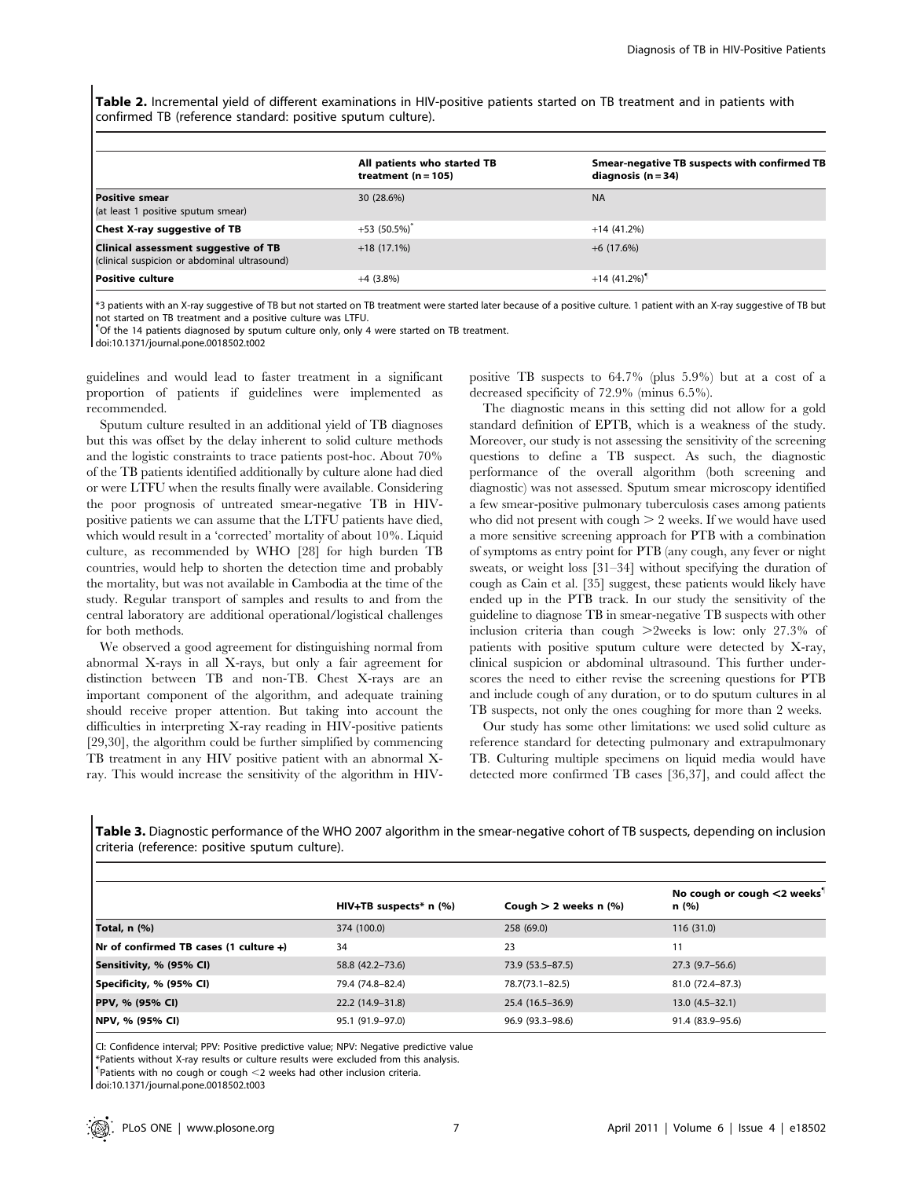**Table 2.** Incremental yield of different examinations in HIV-positive patients started on TB treatment and in patients with confirmed TB (reference standard: positive sputum culture).

| | All patients who started TB treatment (n = 105) | Smear-negative TB suspects with confirmed TB diagnosis (n = 34) |
|---|---|---|
| **Positive smear** (at least 1 positive sputum smear) | 30 (28.6%) | NA |
| **Chest X-ray suggestive of TB** | +53 (50.5%)* | +14 (41.2%) |
| **Clinical assessment suggestive of TB** (clinical suspicion or abdominal ultrasound) | +18 (17.1%) | +6 (17.6%) |
| **Positive culture** | +4 (3.8%) | +14 (41.2%)¶ |

*3 patients with an X-ray suggestive of TB but not started on TB treatment were started later because of a positive culture. 1 patient with an X-ray suggestive of TB but not started on TB treatment and a positive culture was LTFU.
¶Of the 14 patients diagnosed by sputum culture only, only 4 were started on TB treatment.
doi:10.1371/journal.pone.0018502.t002

guidelines and would lead to faster treatment in a significant proportion of patients if guidelines were implemented as recommended.

Sputum culture resulted in an additional yield of TB diagnoses but this was offset by the delay inherent to solid culture methods and the logistic constraints to trace patients post-hoc. About 70% of the TB patients identified additionally by culture alone had died or were LTFU when the results finally were available. Considering the poor prognosis of untreated smear-negative TB in HIV-positive patients we can assume that the LTFU patients have died, which would result in a 'corrected' mortality of about 10%. Liquid culture, as recommended by WHO [28] for high burden TB countries, would help to shorten the detection time and probably the mortality, but was not available in Cambodia at the time of the study. Regular transport of samples and results to and from the central laboratory are additional operational/logistical challenges for both methods.

We observed a good agreement for distinguishing normal from abnormal X-rays in all X-rays, but only a fair agreement for distinction between TB and non-TB. Chest X-rays are an important component of the algorithm, and adequate training should receive proper attention. But taking into account the difficulties in interpreting X-ray reading in HIV-positive patients [29,30], the algorithm could be further simplified by commencing TB treatment in any HIV positive patient with an abnormal X-ray. This would increase the sensitivity of the algorithm in HIV-positive TB suspects to 64.7% (plus 5.9%) but at a cost of a decreased specificity of 72.9% (minus 6.5%).

The diagnostic means in this setting did not allow for a gold standard definition of EPTB, which is a weakness of the study. Moreover, our study is not assessing the sensitivity of the screening questions to define a TB suspect. As such, the diagnostic performance of the overall algorithm (both screening and diagnostic) was not assessed. Sputum smear microscopy identified a few smear-positive pulmonary tuberculosis cases among patients who did not present with cough > 2 weeks. If we would have used a more sensitive screening approach for PTB with a combination of symptoms as entry point for PTB (any cough, any fever or night sweats, or weight loss [31–34] without specifying the duration of cough as Cain et al. [35] suggest, these patients would likely have ended up in the PTB track. In our study the sensitivity of the guideline to diagnose TB in smear-negative TB suspects with other inclusion criteria than cough >2weeks is low: only 27.3% of patients with positive sputum culture were detected by X-ray, clinical suspicion or abdominal ultrasound. This further underscores the need to either revise the screening questions for PTB and include cough of any duration, or to do sputum cultures in al TB suspects, not only the ones coughing for more than 2 weeks.

Our study has some other limitations: we used solid culture as reference standard for detecting pulmonary and extrapulmonary TB. Culturing multiple specimens on liquid media would have detected more confirmed TB cases [36,37], and could affect the

**Table 3.** Diagnostic performance of the WHO 2007 algorithm in the smear-negative cohort of TB suspects, depending on inclusion criteria (reference: positive sputum culture).

| | HIV+TB suspects* n (%) | Cough > 2 weeks n (%) | No cough or cough <2 weeks¶ n (%) |
|---|---|---|---|
| **Total, n (%)** | 374 (100.0) | 258 (69.0) | 116 (31.0) |
| **Nr of confirmed TB cases (1 culture +)** | 34 | 23 | 11 |
| **Sensitivity, % (95% CI)** | 58.8 (42.2–73.6) | 73.9 (53.5–87.5) | 27.3 (9.7–56.6) |
| **Specificity, % (95% CI)** | 79.4 (74.8–82.4) | 78.7(73.1–82.5) | 81.0 (72.4–87.3) |
| **PPV, % (95% CI)** | 22.2 (14.9–31.8) | 25.4 (16.5–36.9) | 13.0 (4.5–32.1) |
| **NPV, % (95% CI)** | 95.1 (91.9–97.0) | 96.9 (93.3–98.6) | 91.4 (83.9–95.6) |

CI: Confidence interval; PPV: Positive predictive value; NPV: Negative predictive value
*Patients without X-ray results or culture results were excluded from this analysis.
¶Patients with no cough or cough <2 weeks had other inclusion criteria.
doi:10.1371/journal.pone.0018502.t003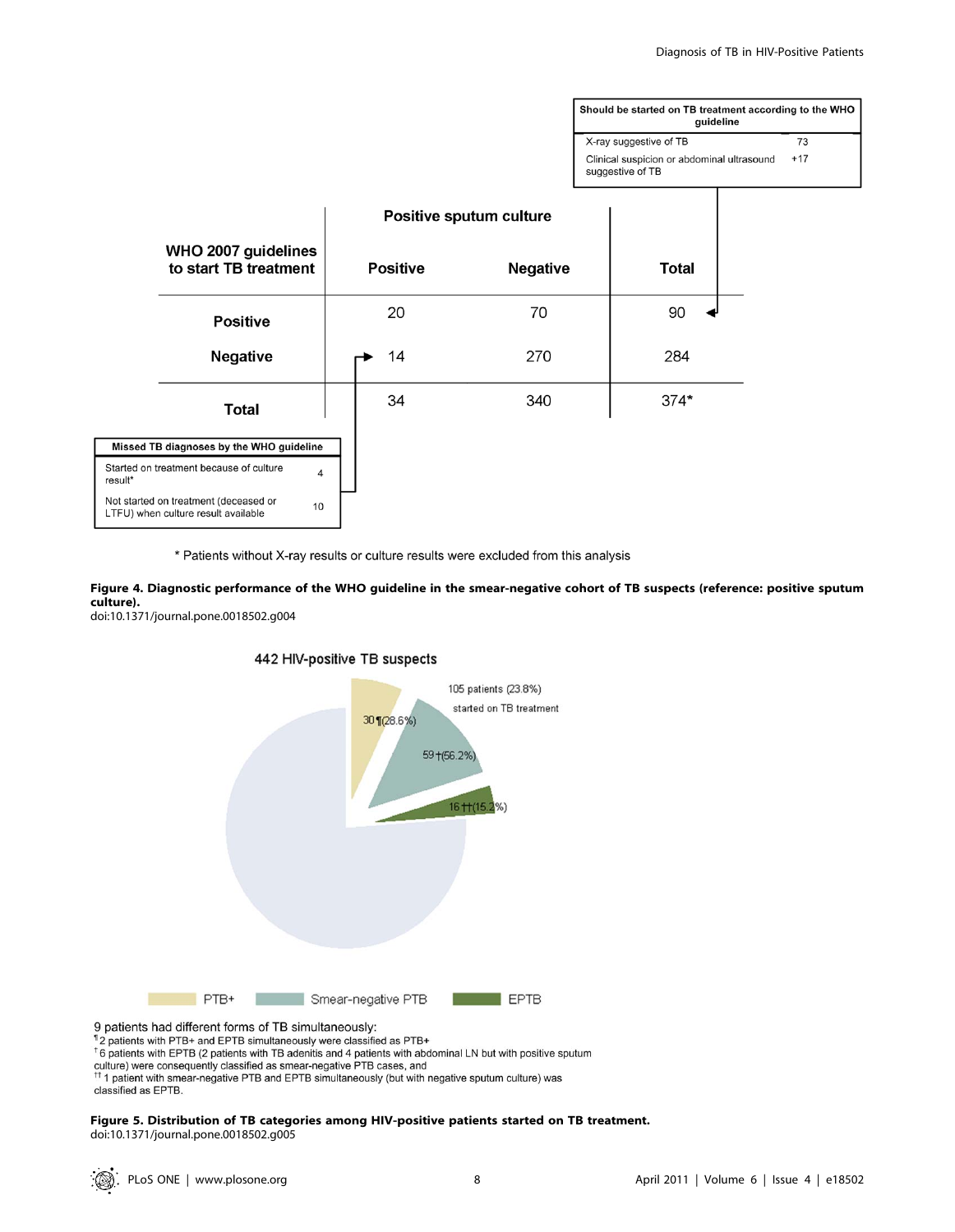**Should be started on TB treatment according to the WHO guideline**

| | |
|---|---|
| X-ray suggestive of TB | 73 |
| Clinical suspicion or abdominal ultrasound suggestive of TB | +17 |

| WHO 2007 guidelines to start TB treatment | Positive sputum culture | | |
|---|---|---|---|
| | Positive | Negative | Total |
| Positive | 20 | 70 | 90 |
| Negative | 14 | 270 | 284 |
| Total | 34 | 340 | 374* |

**Missed TB diagnoses by the WHO guideline**

| | |
|---|---|
| Started on treatment because of culture result* | 4 |
| Not started on treatment (deceased or LTFU) when culture result available | 10 |

\* Patients without X-ray results or culture results were excluded from this analysis

**Figure 4. Diagnostic performance of the WHO guideline in the smear-negative cohort of TB suspects (reference: positive sputum culture).**
doi:10.1371/journal.pone.0018502.g004

442 HIV-positive TB suspects

105 patients (23.8%) started on TB treatment

- PTB+: 30¶ (28.6%)
- Smear-negative PTB: 59† (56.2%)
- EPTB: 16†† (15.2%)

9 patients had different forms of TB simultaneously:
¶ 2 patients with PTB+ and EPTB simultaneously were classified as PTB+
† 6 patients with EPTB (2 patients with TB adenitis and 4 patients with abdominal LN but with positive sputum culture) were consequently classified as smear-negative PTB cases, and
†† 1 patient with smear-negative PTB and EPTB simultaneously (but with negative sputum culture) was classified as EPTB.

**Figure 5. Distribution of TB categories among HIV-positive patients started on TB treatment.**
doi:10.1371/journal.pone.0018502.g005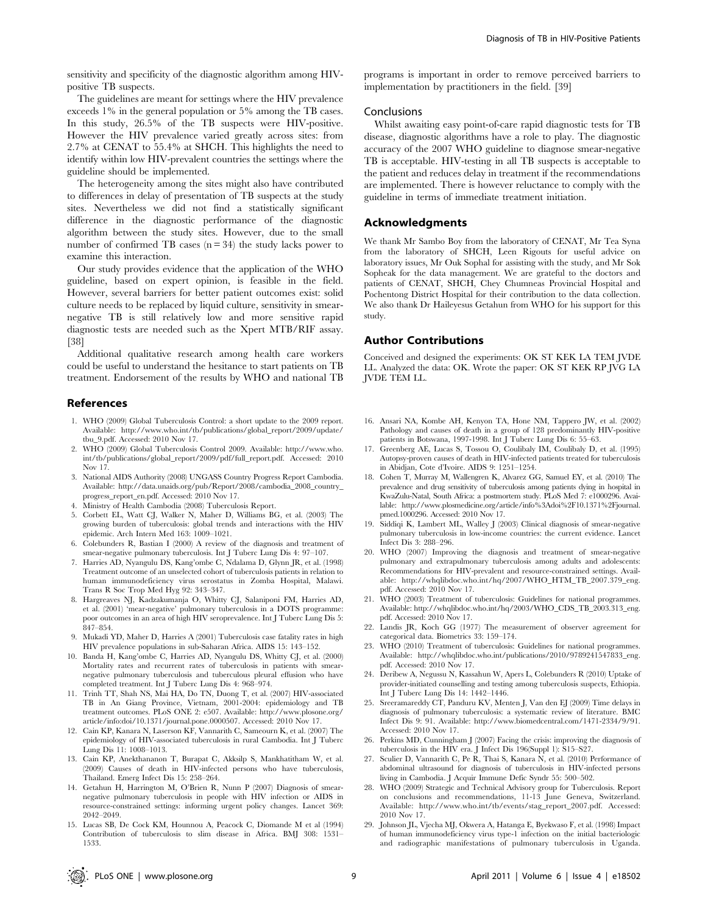sensitivity and specificity of the diagnostic algorithm among HIV-positive TB suspects.

The guidelines are meant for settings where the HIV prevalence exceeds 1% in the general population or 5% among the TB cases. In this study, 26.5% of the TB suspects were HIV-positive. However the HIV prevalence varied greatly across sites: from 2.7% at CENAT to 55.4% at SHCH. This highlights the need to identify within low HIV-prevalent countries the settings where the guideline should be implemented.

The heterogeneity among the sites might also have contributed to differences in delay of presentation of TB suspects at the study sites. Nevertheless we did not find a statistically significant difference in the diagnostic performance of the diagnostic algorithm between the study sites. However, due to the small number of confirmed TB cases ($n = 34$) the study lacks power to examine this interaction.

Our study provides evidence that the application of the WHO guideline, based on expert opinion, is feasible in the field. However, several barriers for better patient outcomes exist: solid culture needs to be replaced by liquid culture, sensitivity in smear-negative TB is still relatively low and more sensitive rapid diagnostic tests are needed such as the Xpert MTB/RIF assay. [38]

Additional qualitative research among health care workers could be useful to understand the hesitance to start patients on TB treatment. Endorsement of the results by WHO and national TB programs is important in order to remove perceived barriers to implementation by practitioners in the field. [39]

### Conclusions

Whilst awaiting easy point-of-care rapid diagnostic tests for TB disease, diagnostic algorithms have a role to play. The diagnostic accuracy of the 2007 WHO guideline to diagnose smear-negative TB is acceptable. HIV-testing in all TB suspects is acceptable to the patient and reduces delay in treatment if the recommendations are implemented. There is however reluctance to comply with the guideline in terms of immediate treatment initiation.

## Acknowledgments

We thank Mr Sambo Boy from the laboratory of CENAT, Mr Tea Syna from the laboratory of SHCH, Leen Rigouts for useful advice on laboratory issues, Mr Ouk Sophal for assisting with the study, and Mr Sok Sopheak for the data management. We are grateful to the doctors and patients of CENAT, SHCH, Chey Chumneas Provincial Hospital and Pochentong District Hospital for their contribution to the data collection. We also thank Dr Haileyesus Getahun from WHO for his support for this study.

## Author Contributions

Conceived and designed the experiments: OK ST KEK LA TEM JVDE LL. Analyzed the data: OK. Wrote the paper: OK ST KEK RP JVG LA JVDE TEM LL.

## References

1. WHO (2009) Global Tuberculosis Control: a short update to the 2009 report. Available: http://www.who.int/tb/publications/global_report/2009/update/tbu_9.pdf. Accessed: 2010 Nov 17.
2. WHO (2009) Global Tuberculosis Control 2009. Available: http://www.who.int/tb/publications/global_report/2009/pdf/full_report.pdf. Accessed: 2010 Nov 17.
3. National AIDS Authority (2008) UNGASS Country Progress Report Cambodia. Available: http://data.unaids.org/pub/Report/2008/cambodia_2008_country_progress_report_en.pdf. Accessed: 2010 Nov 17.
4. Ministry of Health Cambodia (2008) Tuberculosis Report.
5. Corbett EL, Watt CJ, Walker N, Maher D, Williams BG, et al. (2003) The growing burden of tuberculosis: global trends and interactions with the HIV epidemic. Arch Intern Med 163: 1009–1021.
6. Colebunders R, Bastian I (2000) A review of the diagnosis and treatment of smear-negative pulmonary tuberculosis. Int J Tuberc Lung Dis 4: 97–107.
7. Harries AD, Nyangulu DS, Kang'ombe C, Ndalama D, Glynn JR, et al. (1998) Treatment outcome of an unselected cohort of tuberculosis patients in relation to human immunodeficiency virus serostatus in Zomba Hospital, Malawi. Trans R Soc Trop Med Hyg 92: 343–347.
8. Hargreaves NJ, Kadzakumanja O, Whitty CJ, Salaniponi FM, Harries AD, et al. (2001) 'mear-negative' pulmonary tuberculosis in a DOTS programme: poor outcomes in an area of high HIV seroprevalence. Int J Tuberc Lung Dis 5: 847–854.
9. Mukadi YD, Maher D, Harries A (2001) Tuberculosis case fatality rates in high HIV prevalence populations in sub-Saharan Africa. AIDS 15: 143–152.
10. Banda H, Kang'ombe C, Harries AD, Nyangulu DS, Whitty CJ, et al. (2000) Mortality rates and recurrent rates of tuberculosis in patients with smear-negative pulmonary tuberculosis and tuberculous pleural effusion who have completed treatment. Int J Tuberc Lung Dis 4: 968–974.
11. Trinh TT, Shah NS, Mai HA, Do TN, Duong T, et al. (2007) HIV-associated TB in An Giang Province, Vietnam, 2001-2004: epidemiology and TB treatment outcomes. PLoS ONE 2: e507. Available: http://www.plosone.org/article/info:doi/10.1371/journal.pone.0000507. Accessed: 2010 Nov 17.
12. Cain KP, Kanara N, Laserson KF, Vannarith C, Sameourn K, et al. (2007) The epidemiology of HIV-associated tuberculosis in rural Cambodia. Int J Tuberc Lung Dis 11: 1008–1013.
13. Cain KP, Anekthananon T, Burapat C, Akksilp S, Mankhatitham W, et al. (2009) Causes of death in HIV-infected persons who have tuberculosis, Thailand. Emerg Infect Dis 15: 258–264.
14. Getahun H, Harrington M, O'Brien R, Nunn P (2007) Diagnosis of smear-negative pulmonary tuberculosis in people with HIV infection or AIDS in resource-constrained settings: informing urgent policy changes. Lancet 369: 2042–2049.
15. Lucas SB, De Cock KM, Hounnou A, Peacock C, Diomande M et al (1994) Contribution of tuberculosis to slim disease in Africa. BMJ 308: 1531–1533.
16. Ansari NA, Kombe AH, Kenyon TA, Hone NM, Tappero JW, et al. (2002) Pathology and causes of death in a group of 128 predominantly HIV-positive patients in Botswana, 1997-1998. Int J Tuberc Lung Dis 6: 55–63.
17. Greenberg AE, Lucas S, Tossou O, Coulibaly IM, Coulibaly D, et al. (1995) Autopsy-proven causes of death in HIV-infected patients treated for tuberculosis in Abidjan, Cote d'Ivoire. AIDS 9: 1251–1254.
18. Cohen T, Murray M, Wallengren K, Alvarez GG, Samuel EY, et al. (2010) The prevalence and drug sensitivity of tuberculosis among patients dying in hospital in KwaZulu-Natal, South Africa: a postmortem study. PLoS Med 7: e1000296. Available: http://www.plosmedicine.org/article/info%3Adoi%2F10.1371%2Fjournal.pmed.1000296. Accessed: 2010 Nov 17.
19. Siddiqi K, Lambert ML, Walley J (2003) Clinical diagnosis of smear-negative pulmonary tuberculosis in low-income countries: the current evidence. Lancet Infect Dis 3: 288–296.
20. WHO (2007) Improving the diagnosis and treatment of smear-negative pulmonary and extrapulmonary tuberculosis among adults and adolescents: Recommendations for HIV-prevalent and resource-constrained settings. Available: http://whqlibdoc.who.int/hq/2007/WHO_HTM_TB_2007.379_eng.pdf. Accessed: 2010 Nov 17.
21. WHO (2003) Treatment of tuberculosis: Guidelines for national programmes. Available: http://whqlibdoc.who.int/hq/2003/WHO_CDS_TB_2003.313_eng.pdf. Accessed: 2010 Nov 17.
22. Landis JR, Koch GG (1977) The measurement of observer agreement for categorical data. Biometrics 33: 159–174.
23. WHO (2010) Treatment of tuberculosis: Guidelines for national programmes. Available: http://whqlibdoc.who.int/publications/2010/9789241547833_eng.pdf. Accessed: 2010 Nov 17.
24. Deribew A, Negussu N, Kassahun W, Apers L, Colebunders R (2010) Uptake of provider-initiated counselling and testing among tuberculosis suspects, Ethiopia. Int J Tuberc Lung Dis 14: 1442–1446.
25. Sreeramareddy CT, Panduru KV, Menten J, Van den EJ (2009) Time delays in diagnosis of pulmonary tuberculosis: a systematic review of literature. BMC Infect Dis 9: 91. Available: http://www.biomedcentral.com/1471-2334/9/91. Accessed: 2010 Nov 17.
26. Perkins MD, Cunningham J (2007) Facing the crisis: improving the diagnosis of tuberculosis in the HIV era. J Infect Dis 196(Suppl 1): S15–S27.
27. Sculier D, Vannarith C, Pe R, Thai S, Kanara N, et al. (2010) Performance of abdominal ultrasound for diagnosis of tuberculosis in HIV-infected persons living in Cambodia. J Acquir Immune Defic Syndr 55: 500–502.
28. WHO (2009) Strategic and Technical Advisory group for Tuberculosis. Report on conclusions and recommendations, 11-13 June Geneva, Switzerland. Available: http://www.who.int/tb/events/stag_report_2007.pdf. Accessed: 2010 Nov 17.
29. Johnson JL, Vjecha MJ, Okwera A, Hatanga E, Byekwaso F, et al. (1998) Impact of human immunodeficiency virus type-1 infection on the initial bacteriologic and radiographic manifestations of pulmonary tuberculosis in Uganda.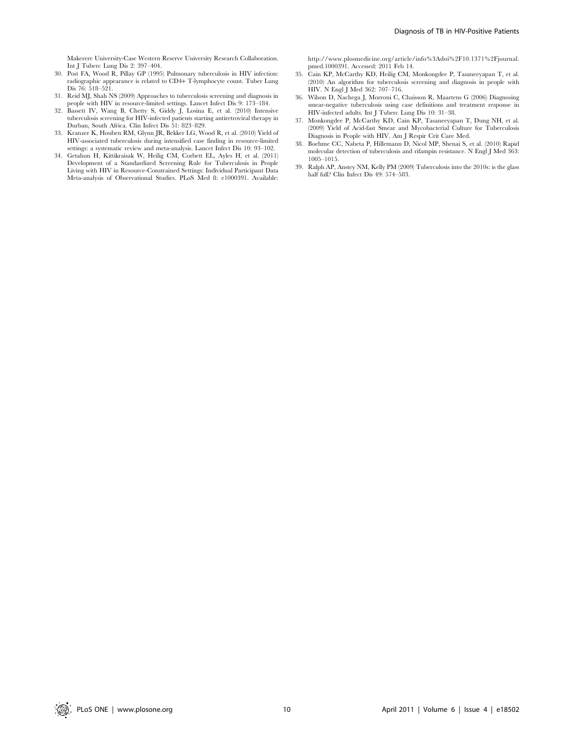Makerere University-Case Western Reserve University Research Collaboration. Int J Tuberc Lung Dis 2: 397–404.

30. Post FA, Wood R, Pillay GP (1995) Pulmonary tuberculosis in HIV infection: radiographic appearance is related to CD4+ T-lymphocyte count. Tuber Lung Dis 76: 518–521.
31. Reid MJ, Shah NS (2009) Approaches to tuberculosis screening and diagnosis in people with HIV in resource-limited settings. Lancet Infect Dis 9: 173–184.
32. Bassett IV, Wang B, Chetty S, Giddy J, Losina E, et al. (2010) Intensive tuberculosis screening for HIV-infected patients starting antiretroviral therapy in Durban, South Africa. Clin Infect Dis 51: 823–829.
33. Kranzer K, Houben RM, Glynn JR, Bekker LG, Wood R, et al. (2010) Yield of HIV-associated tuberculosis during intensified case finding in resource-limited settings: a systematic review and meta-analysis. Lancet Infect Dis 10: 93–102.
34. Getahun H, Kittikraisak W, Heilig CM, Corbett EL, Ayles H, et al. (2011) Development of a Standardized Screening Rule for Tuberculosis in People Living with HIV in Resource-Constrained Settings: Individual Participant Data Meta-analysis of Observational Studies. PLoS Med 8: e1000391. Available: http://www.plosmedicine.org/article/info%3Adoi%2F10.1371%2Fjournal.pmed.1000391. Accessed: 2011 Feb 14.
35. Cain KP, McCarthy KD, Heilig CM, Monkongdee P, Tasaneeyapan T, et al. (2010) An algorithm for tuberculosis screening and diagnosis in people with HIV. N Engl J Med 362: 707–716.
36. Wilson D, Nachega J, Morroni C, Chaisson R, Maartens G (2006) Diagnosing smear-negative tuberculosis using case definitions and treatment response in HIV-infected adults. Int J Tuberc Lung Dis 10: 31–38.
37. Monkongdee P, McCarthy KD, Cain KP, Tasaneeyapan T, Dung NH, et al. (2009) Yield of Acid-fast Smear and Mycobacterial Culture for Tuberculosis Diagnosis in People with HIV. Am J Respir Crit Care Med.
38. Boehme CC, Nabeta P, Hillemann D, Nicol MP, Shenai S, et al. (2010) Rapid molecular detection of tuberculosis and rifampin resistance. N Engl J Med 363: 1005–1015.
39. Ralph AP, Anstey NM, Kelly PM (2009) Tuberculosis into the 2010s: is the glass half full? Clin Infect Dis 49: 574–583.